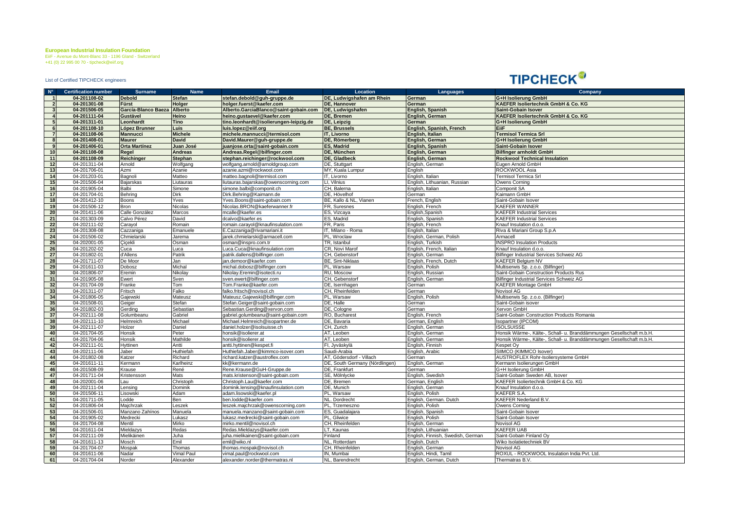**European Industrial Insulation Foundation**
EiiF - Avenue du Mont-Blanc 33 - 1196 Gland - Switzerland
+41 (0) 22 995 00 70 - tipcheck@eiif.org

List of Certified TIPCHECK engineers

TIPCHECK

| N° | Certification number | Surname | Name | Email | Location | Languages | Company |
|---|---|---|---|---|---|---|---|
| 1 | **04-201108-02** | **Debold** | **Stefan** | **stefan.debold@guh-gruppe.de** | **DE, Ludwigshafen am Rhein** | **German** | **G+H Isolierung GmbH** |
| 2 | **04-201301-08** | **Fürst** | **Holger** | **holger.fuerst@kaefer.com** | **DE, Hannover** | **German** | **KAEFER Isoliertechnik GmbH & Co. KG** |
| 3 | **04-201506-05** | **García-Blanco Baeza** | **Alberto** | **Alberto.GarciaBlanco@saint-gobain.com** | **DE, Ludwigshafen** | **English, Spanish** | **Saint-Gobain Isover** |
| 4 | **04-201111-04** | **Gustävel** | **Heino** | **heino.gustaevel@kaefer.com** | **DE, Bremen** | **English, German** | **KAEFER Isoliertechnik GmbH & Co. KG** |
| 5 | **04-201311-01** | **Leonhardt** | **Tino** | **tino.leonhardt@isolierungen-leipzig.de** | **DE, Leipzig** | **German** | **G+H Isolierung GmbH** |
| 6 | **04-201108-10** | **López Brunner** | **Luis** | **luis.lopez@eiif.org** | **BE, Brussels** | **English, Spanish, French** | **EiiF** |
| 7 | **04-201108-06** | **Mannucci** | **Michele** | **michele.mannucci@termisol.com** | **IT, Livorno** | **English, Italian** | **Termisol Termica Srl** |
| 8 | **04-201408-01** | **Maurer** | **David** | **David.Maurer@guh-gruppe.de** | **DE, Römerberg** | **English, German** | **G+H Isolierung GmbH** |
| 9 | **04-201406-01** | **Orta Martínez** | **Juan José** | **juanjose.orta@saint-gobain.com** | **ES, Madrid** | **English, Spanish** | **Saint-Gobain Isover** |
| 10 | **04-201108-08** | **Regel** | **Andreas** | **Andreas.Regel@bilfinger.com** | **DE, München** | **English, German** | **Bilfinger arnholdt GmbH** |
| 11 | **04-201108-09** | **Reichinger** | **Stephan** | **stephan.reichinger@rockwool.com** | **DE, Gladbeck** | **English, German** | **Rockwool Technical Insulation** |
| 12 | 04-201311-04 | Arnold | Wolfgang | wolfgang.arnold@arnoldgroup.com | DE, Stuttgart | English, German | Eugen Arnold GmbH |
| 13 | 04-201706-01 | Azmi | Azanie | azanie.azmi@rockwool.com | MY, Kuala Lumpur | English | ROCKWOOL Asia |
| 14 | 04-201203-01 | Bagnoli | Matteo | matteo.bagnoli@termisol.com | IT, Livorno | English, Italian | Termisol Termica Srl |
| 15 | 04-201506-04 | Bajarskas | Liutauras | liutauras.bajarskas@owenscorning.com | LI, Vilnius | English, Lithuanian, Russian | Owens Corning |
| 16 | 04-201905-04 | Balbi | Simone | simone.balbi@componit.ch | CH, Balerna | English, Italian | Componit SA |
| 17 | 04-201704-01 | Behring | Dirk | Dirk.Behring@Kaimann.de | DE, Hövelhof | German | Kaimann GmbH |
| 18 | 04-201412-10 | Boons | Yves | Yves.Boons@saint-gobain.com | BE, Kallo & NL, Vianen | French, English | Saint-Gobain Isover |
| 19 | 04-201506-12 | Bron | Nicolas | Nicolas.BRON@kaeferwanner.fr | FR, Suresnes | English, French | KAEFER WANNER |
| 20 | 04-201411-06 | Calle González | Marcos | mcalle@kaefer.es | ES, Vizcaya | English,Spanish | KAEFER Industrial Services |
| 21 | 04-201303-09 | Calvo Pérez | David | dcalvo@kaefer.es | ES, Madrid | English, Spanish | KAEFER Industrial Services |
| 22 | 04-202111-02 | Carayol | Romain | romain.carayol@knaufinsulation.com | FR, Paris | English, French | Knauf Insulation d.o.o. |
| 23 | 04-201308-08 | Cazzaniga | Emanuele | E.Cazzaniga@rivamariani.it | IT, Milano - Roma | English, Italian | Riva & Mariani Group S.p.A |
| 24 | 04-201506-02 | Chmielarski | Jarema | jarek.chmielarski@armacell.com | PL, Wroclaw | English, German, Polish | Armacell |
| 25 | 04-202001-05 | Çiçekli | Osman | osman@inspro.com.tr | TR, Istanbul | English, Turkish | INSPRO Insulation Products |
| 26 | 04-201202-02 | Cuca | Luca | Luca.Cuca@knaufinsulation.com | CR, Novi Marof | English, French, Italian | Knauf Insulation d.o.o. |
| 27 | 04-201802-01 | d'Allens | Patrik | patrik.dallens@bilfinger.com | CH, Gebenstorf | English, German | Bilfinger Industrial Services Schweiz AG |
| 28 | 04-201711-07 | De Moor | Jan | jan.demoor@kaefer.com | BE, Sint-Niklaas | English, French, Dutch | KAEFER Belgium NV |
| 29 | 04-201611-03 | Dobosz | Michal | michal.dobosz@bilfinger.com | PL, Warsaw | English, Polish | Multiserwis Sp. z.o.o. (Bilfinger) |
| 30 | 04-201806-07 | Eremin | Nikolay | Nikolay.Eremin@isotecti.ru | RU, Moscow | English, Russian | Saint-Gobain Construction Products Rus |
| 31 | 04-201905-08 | Ewert | Sven | sven.ewert@bilfinger.com | CH, Gebenstorf | English, German | Bilfinger Industrial Services Schweiz AG |
| 32 | 04-201704-09 | Franke | Tom | Tom.Franke@kaefer.com | DE, Isernhagen | German | KAEFER Montage GmbH |
| 33 | 04-201311-07 | Fritsch | Falko | falko.fritsch@novisol.ch | CH, Rheinfelden | German | Novisol AG |
| 34 | 04-201806-05 | Gajewski | Mateusz | Mateusz.Gajewski@bilfinger.com | PL, Warsaw | English, Polish | Multiserwis Sp. z.o.o. (Bilfinger) |
| 35 | 04-201508-01 | Geiger | Stefan | Stefan.Geiger@saint-gobain.com | DE, Halle | German | Saint-Gobain isover |
| 36 | 04-201802-03 | Gerding | Sebastian | Sebastian.Gerding@xervon.com | DE, Cologne | German | Xervon GmbH |
| 37 | 04-202111-08 | Golumbeanu | Gabriel | gabriel.golumbeanu@saint-gobain.com | RO, Bucharest | English, French | Saint-Gobain Construction Products Romania |
| 38 | 04-202111-10 | Helmreich | Michael | Michael.Helmreich@isopartner.de | DE, Bavaria | German, English | Isopartner (IPCOM) |
| 39 | 04-202111-07 | Holzer | Daniel | daniel.holzer@isolsuisse.ch | CH, Zurich | English, German | ISOLSUISSE |
| 40 | 04-201704-05 | Honsik | Peter | honsik@isolierer.at | AT, Leoben | English, German | Honsik Wärme-, Kälte-, Schall- u. Branddämmungen Gesellschaft m.b.H. |
| 41 | 04-201704-06 | Honsik | Mathilde | honsik@isolierer.at | AT, Leoben | English, German | Honsik Wärme-, Kälte-, Schall- u. Branddämmungen Gesellschaft m.b.H. |
| 42 | 04-202111-01 | Hyttinen | Antti | antti.hyttinen@kespet.fi | FI, Jyväskylä | English, Finnish | Kespet Oy |
| 43 | 04-202111-06 | Jaber | Huthiefah | Huthiefah.Jaber@kimmco-isover.com | Saudi-Arabia | English, Arabic | SIIMCO (KIMMCO Isover) |
| 44 | 04-201802-08 | Katzer | Richard | richard.katzer@austroflex.com | AT, Gödersdorf - Villach | German | AUSTROFLEX Rohr-Isoliersysteme GmbH |
| 45 | 04-201611-11 | Kermann | Karlheinz | kk@kermann.de | DE, South Germany (Nördlingen) | English, German | Kermann Isolierungen GmbH |
| 46 | 04-201508-09 | Krause | René | Rene.Krause@GuH-Gruppe.de | DE, Frankfurt | German | G+H Isolierung GmbH |
| 47 | 04-201711-04 | Kristensson | Mats | mats.kristenson@saint-gobain.com | SE, Mölnlycke | English, Swedish | Saint-Gobain Sweden AB, Isover |
| 48 | 04-202001-06 | Lau | Christoph | Christoph.Lau@kaefer.com | DE, Bremen | German, English | KAEFER Isoliertechnik GmbH & Co. KG |
| 49 | 04-202111-04 | Lensing | Dominik | dominik.lensing@knaufinsulation.com | DE, Munich | English, German | Knauf Insulation d.o.o. |
| 50 | 04-201506-11 | Lisowski | Adam | adam.lisowski@kaefer.pl | PL, Warsaw | English, Polish | KAEFER S.A. |
| 51 | 04-201711-05 | Lodde | Ben | ben.lodde@kaefer.com | NL, Dordrecht | English, German. Dutch | KAEFER Nederland B.V. |
| 52 | 04-201806-04 | Majchrzak | Leszek | leszek.majchrzak@owenscorning.com | PL, Trzemeszno | English, Polish | Owens Corning |
| 53 | 04-201506-01 | Manzano Zahínos | Manuela | manuela.manzano@saint-gobain.com | ES, Guadalajara | English, Spanish | Saint-Gobain Isover |
| 54 | 04-201905-02 | Medrecki | Lukasz | lukasz.medrecki@saint-gobain.com | PL, Gliwice | English, Polish | Saint-Gobain Isover |
| 55 | 04-201704-08 | Mentil | Mirko | mirko.mentil@novisol.ch | CH, Rheinfelden | English, German | Novisol AG |
| 56 | 04-201611-04 | Mieldazys | Redas | Redas.Mieldazys@kaefer.com | LT, Kaunas | English, Lithuanian | KAEFER UAB |
| 57 | 04-202111-09 | Mielikäinen | Juha | juha.mielikainen@saint-gobain.com | Finland | English, Finnish, Swedish, German | Saint-Gobain Finland Oy |
| 58 | 04-201611-13 | Mosch | Emil | emil@wiko.nl | NL, Rotterdam | English, Dutch | Wiko Isolatietechniek BV |
| 59 | 04-201704-07 | Mospak | Thomas | thomas.mospak@novisol.ch | CH, Rheinfelden | English, German | Novisol AG |
| 60 | 04-201611-06 | Nadar | Vimal Paul | vimal.paul@rockwool.com | IN, Mumbai | English, Hindi, Tamil | ROXUL - ROCKWOOL Insulation India Pvt. Ltd. |
| 61 | 04-201704-04 | Norder | Alexander | alexander.norder@thermatras.nl | NL, Barendrecht | English, German, Dutch | Thermatras B.V. |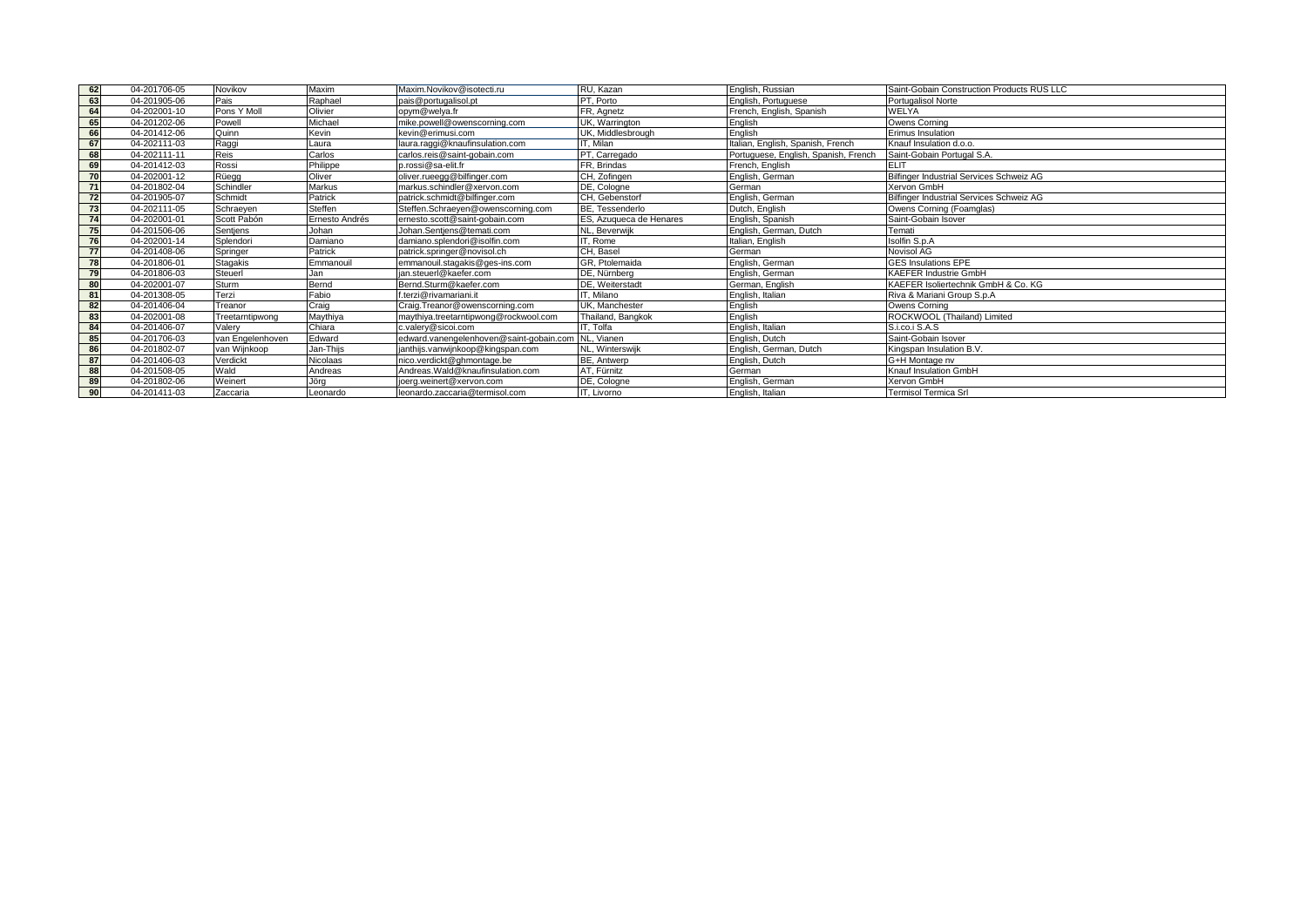| | | | | | | | |
|---|---|---|---|---|---|---|---|
| 62 | 04-201706-05 | Novikov | Maxim | Maxim.Novikov@isotecti.ru | RU, Kazan | English, Russian | Saint-Gobain Construction Products RUS LLC |
| 63 | 04-201905-06 | Pais | Raphael | pais@portugalisol.pt | PT, Porto | English, Portuguese | Portugalisol Norte |
| 64 | 04-202001-10 | Pons Y Moll | Olivier | opym@welya.fr | FR, Agnetz | French, English, Spanish | WELYA |
| 65 | 04-201202-06 | Powell | Michael | mike.powell@owenscorning.com | UK, Warrington | English | Owens Corning |
| 66 | 04-201412-06 | Quinn | Kevin | kevin@erimusi.com | UK, Middlesbrough | English | Erimus Insulation |
| 67 | 04-202111-03 | Raggi | Laura | laura.raggi@knaufinsulation.com | IT, Milan | Italian, English, Spanish, French | Knauf Insulation d.o.o. |
| 68 | 04-202111-11 | Reis | Carlos | carlos.reis@saint-gobain.com | PT, Carregado | Portuguese, English, Spanish, French | Saint-Gobain Portugal S.A. |
| 69 | 04-201412-03 | Rossi | Philippe | p.rossi@sa-elit.fr | FR, Brindas | French, English | ELIT |
| 70 | 04-202001-12 | Rüegg | Oliver | oliver.rueegg@bilfinger.com | CH, Zofingen | English, German | Bilfinger Industrial Services Schweiz AG |
| 71 | 04-201802-04 | Schindler | Markus | markus.schindler@xervon.com | DE, Cologne | German | Xervon GmbH |
| 72 | 04-201905-07 | Schmidt | Patrick | patrick.schmidt@bilfinger.com | CH, Gebenstorf | English, German | Bilfinger Industrial Services Schweiz AG |
| 73 | 04-202111-05 | Schraeyen | Steffen | Steffen.Schraeyen@owenscorning.com | BE, Tessenderlo | Dutch, English | Owens Corning (Foamglas) |
| 74 | 04-202001-01 | Scott Pabón | Ernesto Andrés | ernesto.scott@saint-gobain.com | ES, Azuqueca de Henares | English, Spanish | Saint-Gobain Isover |
| 75 | 04-201506-06 | Sentjens | Johan | Johan.Sentjens@temati.com | NL, Beverwijk | English, German, Dutch | Temati |
| 76 | 04-202001-14 | Splendori | Damiano | damiano.splendori@isolfin.com | IT, Rome | Italian, English | Isolfin S.p.A |
| 77 | 04-201408-06 | Springer | Patrick | patrick.springer@novisol.ch | CH, Basel | German | Novisol AG |
| 78 | 04-201806-01 | Stagakis | Emmanouil | emmanouil.stagakis@ges-ins.com | GR, Ptolemaida | English, German | GES Insulations EPE |
| 79 | 04-201806-03 | Steuerl | Jan | jan.steuerl@kaefer.com | DE, Nürnberg | English, German | KAEFER Industrie GmbH |
| 80 | 04-202001-07 | Sturm | Bernd | Bernd.Sturm@kaefer.com | DE, Weiterstadt | German, English | KAEFER Isoliertechnik GmbH & Co. KG |
| 81 | 04-201308-05 | Terzi | Fabio | f.terzi@rivamariani.it | IT, Milano | English, Italian | Riva & Mariani Group S.p.A |
| 82 | 04-201406-04 | Treanor | Craig | Craig.Treanor@owenscorning.com | UK, Manchester | English | Owens Corning |
| 83 | 04-202001-08 | Treetarntipwong | Maythiya | maythiya.treetarntipwong@rockwool.com | Thailand, Bangkok | English | ROCKWOOL (Thailand) Limited |
| 84 | 04-201406-07 | Valery | Chiara | c.valery@sicoi.com | IT, Tolfa | English, Italian | S.i.co.i S.A.S |
| 85 | 04-201706-03 | van Engelenhoven | Edward | edward.vanengelenhoven@saint-gobain.com | NL, Vianen | English, Dutch | Saint-Gobain Isover |
| 86 | 04-201802-07 | van Wijnkoop | Jan-Thijs | janthijs.vanwijnkoop@kingspan.com | NL, Winterswijk | English, German, Dutch | Kingspan Insulation B.V. |
| 87 | 04-201406-03 | Verdickt | Nicolaas | nico.verdickt@ghmontage.be | BE, Antwerp | English, Dutch | G+H Montage nv |
| 88 | 04-201508-05 | Wald | Andreas | Andreas.Wald@knaufinsulation.com | AT, Fürnitz | German | Knauf Insulation GmbH |
| 89 | 04-201802-06 | Weinert | Jörg | joerg.weinert@xervon.com | DE, Cologne | English, German | Xervon GmbH |
| 90 | 04-201411-03 | Zaccaria | Leonardo | leonardo.zaccaria@termisol.com | IT, Livorno | English, Italian | Termisol Termica Srl |